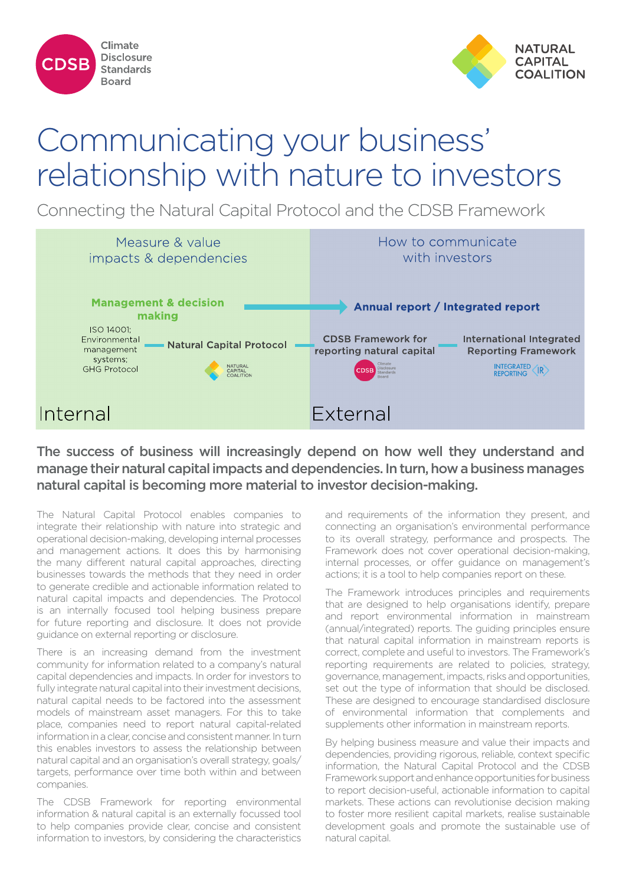Climate Disclosure Standards Board

NATURAL CAPITAL COALITION

# Communicating your business' relationship with nature to investors

## Connecting the Natural Capital Protocol and the CDSB Framework

| Measure & value impacts & dependencies | How to communicate with investors |
| --- | --- |
| **Management & decision making** → | **Annual report / Integrated report** |
| ISO 14001; Environmental management systems; GHG Protocol — Natural Capital Protocol — | CDSB Framework for reporting natural capital — International Integrated Reporting Framework |
| Internal | External |

**The success of business will increasingly depend on how well they understand and manage their natural capital impacts and dependencies. In turn, how a business manages natural capital is becoming more material to investor decision-making.**

The Natural Capital Protocol enables companies to integrate their relationship with nature into strategic and operational decision-making, developing internal processes and management actions. It does this by harmonising the many different natural capital approaches, directing businesses towards the methods that they need in order to generate credible and actionable information related to natural capital impacts and dependencies. The Protocol is an internally focused tool helping business prepare for future reporting and disclosure. It does not provide guidance on external reporting or disclosure.

There is an increasing demand from the investment community for information related to a company's natural capital dependencies and impacts. In order for investors to fully integrate natural capital into their investment decisions, natural capital needs to be factored into the assessment models of mainstream asset managers. For this to take place, companies need to report natural capital-related information in a clear, concise and consistent manner. In turn this enables investors to assess the relationship between natural capital and an organisation's overall strategy, goals/targets, performance over time both within and between companies.

The CDSB Framework for reporting environmental information & natural capital is an externally focussed tool to help companies provide clear, concise and consistent information to investors, by considering the characteristics and requirements of the information they present, and connecting an organisation's environmental performance to its overall strategy, performance and prospects. The Framework does not cover operational decision-making, internal processes, or offer guidance on management's actions; it is a tool to help companies report on these.

The Framework introduces principles and requirements that are designed to help organisations identify, prepare and report environmental information in mainstream (annual/integrated) reports. The guiding principles ensure that natural capital information in mainstream reports is correct, complete and useful to investors. The Framework's reporting requirements are related to policies, strategy, governance, management, impacts, risks and opportunities, set out the type of information that should be disclosed. These are designed to encourage standardised disclosure of environmental information that complements and supplements other information in mainstream reports.

By helping business measure and value their impacts and dependencies, providing rigorous, reliable, context specific information, the Natural Capital Protocol and the CDSB Framework support and enhance opportunities for business to report decision-useful, actionable information to capital markets. These actions can revolutionise decision making to foster more resilient capital markets, realise sustainable development goals and promote the sustainable use of natural capital.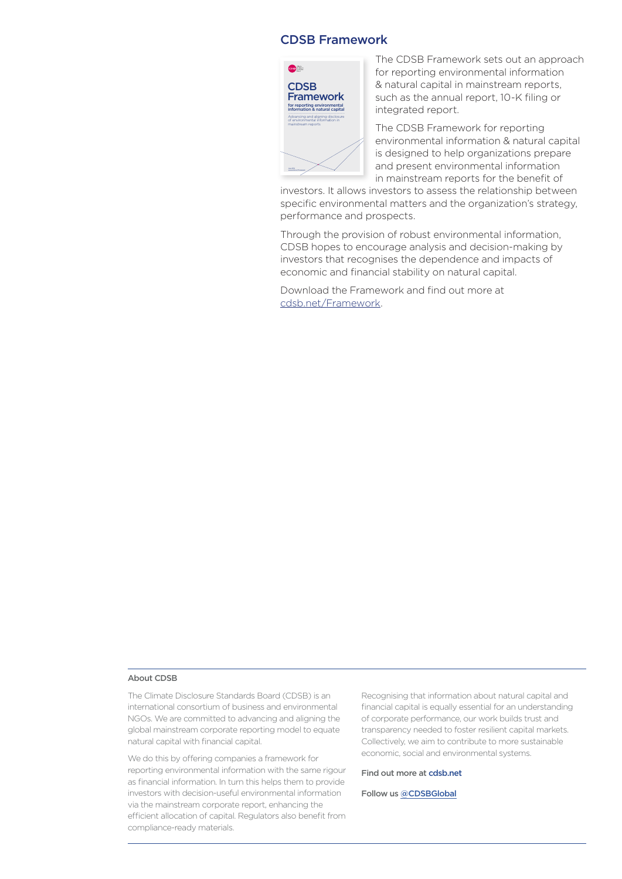## CDSB Framework

The CDSB Framework sets out an approach for reporting environmental information & natural capital in mainstream reports, such as the annual report, 10-K filing or integrated report.

The CDSB Framework for reporting environmental information & natural capital is designed to help organizations prepare and present environmental information in mainstream reports for the benefit of investors. It allows investors to assess the relationship between specific environmental matters and the organization's strategy, performance and prospects.

Through the provision of robust environmental information, CDSB hopes to encourage analysis and decision-making by investors that recognises the dependence and impacts of economic and financial stability on natural capital.

Download the Framework and find out more at [cdsb.net/Framework](cdsb.net/Framework).

### About CDSB

The Climate Disclosure Standards Board (CDSB) is an international consortium of business and environmental NGOs. We are committed to advancing and aligning the global mainstream corporate reporting model to equate natural capital with financial capital.

We do this by offering companies a framework for reporting environmental information with the same rigour as financial information. In turn this helps them to provide investors with decision-useful environmental information via the mainstream corporate report, enhancing the efficient allocation of capital. Regulators also benefit from compliance-ready materials.

Recognising that information about natural capital and financial capital is equally essential for an understanding of corporate performance, our work builds trust and transparency needed to foster resilient capital markets. Collectively, we aim to contribute to more sustainable economic, social and environmental systems.

**Find out more at cdsb.net**

**Follow us @CDSBGlobal**